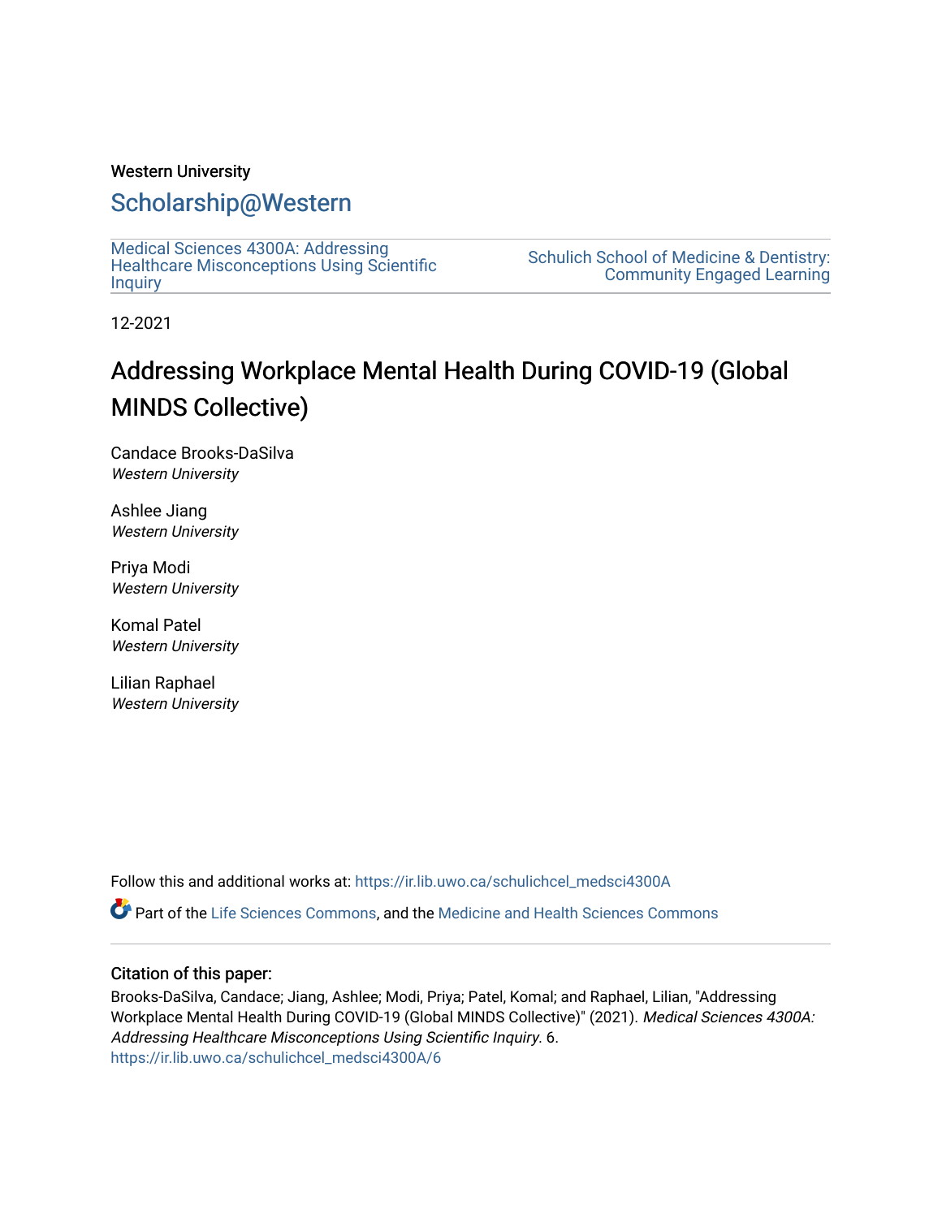Western University

## Scholarship@Western

Medical Sciences 4300A: Addressing Healthcare Misconceptions Using Scientific Inquiry

Schulich School of Medicine & Dentistry: Community Engaged Learning

12-2021

# Addressing Workplace Mental Health During COVID-19 (Global MINDS Collective)

Candace Brooks-DaSilva
*Western University*

Ashlee Jiang
*Western University*

Priya Modi
*Western University*

Komal Patel
*Western University*

Lilian Raphael
*Western University*

Follow this and additional works at: https://ir.lib.uwo.ca/schulichcel_medsci4300A

Part of the Life Sciences Commons, and the Medicine and Health Sciences Commons

### Citation of this paper:

Brooks-DaSilva, Candace; Jiang, Ashlee; Modi, Priya; Patel, Komal; and Raphael, Lilian, "Addressing Workplace Mental Health During COVID-19 (Global MINDS Collective)" (2021). *Medical Sciences 4300A: Addressing Healthcare Misconceptions Using Scientific Inquiry*. 6.
https://ir.lib.uwo.ca/schulichcel_medsci4300A/6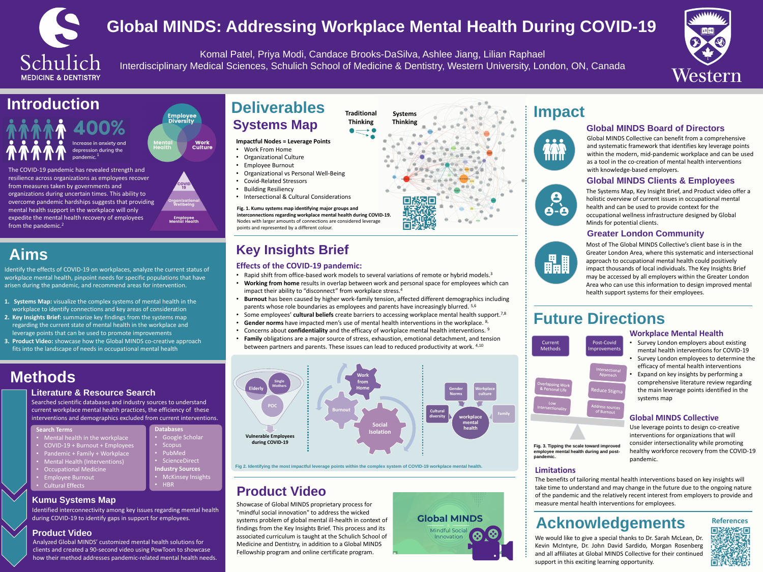# Global MINDS: Addressing Workplace Mental Health During COVID-19

Komal Patel, Priya Modi, Candace Brooks-DaSilva, Ashlee Jiang, Lilian Raphael
Interdisciplinary Medical Sciences, Schulich School of Medicine & Dentistry, Western University, London, ON, Canada

## Introduction

400% Increase in anxiety and depression during the pandemic.[1]

Employee Diversity
Mental Health
Work Culture

COVID 19
Organizational Wellbeing
Employee Mental Health

The COVID-19 pandemic has revealed strength and resilience across organizations as employees recover from measures taken by governments and organizations during uncertain times. This ability to overcome pandemic hardships suggests that providing mental health support in the workplace will only expedite the mental health recovery of employees from the pandemic.[2]

## Aims

Identify the effects of COVID-19 on workplaces, analyze the current status of workplace mental health, pinpoint needs for specific populations that have arisen during the pandemic, and recommend areas for intervention.

1. **Systems Map:** visualize the complex systems of mental health in the workplace to identify connections and key areas of consideration
2. **Key Insights Brief:** summarize key findings from the systems map regarding the current state of mental health in the workplace and leverage points that can be used to promote improvements
3. **Product Video:** showcase how the Global MINDS co-creative approach fits into the landscape of needs in occupational mental health

## Methods

### Literature & Resource Search

Searched scientific databases and industry sources to understand current workplace mental health practices, the efficiency of these interventions and demographics excluded from current interventions.

**Search Terms**
- Mental health in the workplace
- COVID-19 + Burnout + Employees
- Pandemic + Family + Workplace
- Mental Health (Interventions)
- Occupational Medicine
- Employee Burnout
- Cultural Effects

**Databases**
- Google Scholar
- Scopus
- PubMed
- ScienceDirect

**Industry Sources**
- McKinsey Insights
- HBR

### Kumu Systems Map

Identified interconnectivity among key issues regarding mental health during COVID-19 to identify gaps in support for employees.

### Product Video

Analyzed Global MINDS' customized mental health solutions for clients and created a 90-second video using PowToon to showcase how their method addresses pandemic-related mental health needs.

## Deliverables

### Systems Map

Traditional Thinking
Systems Thinking

**Impactful Nodes = Leverage Points**
- Work From Home
- Organizational Culture
- Employee Burnout
- Organizational vs Personal Well-Being
- Covid-Related Stressors
- Building Resiliency
- Intersectional & Cultural Considerations

**Fig. 1. Kumu systems map identifying major groups and interconnections regarding workplace mental health during COVID-19.** Nodes with larger amounts of connections are considered leverage points and represented by a different colour.

### Key Insights Brief

**Effects of the COVID-19 pandemic:**
- Rapid shift from office-based work models to several variations of remote or hybrid models.[3]
- **Working from home** results in overlap between work and personal space for employees which can impact their ability to "disconnect" from workplace stress.[4]
- **Burnout** has been caused by higher work-family tension, affected different demographics including parents whose role boundaries as employees and parents have increasingly blurred. [5,6]
- Some employees' **cultural beliefs** create barriers to accessing workplace mental health support.[7,8]
- **Gender norms** have impacted men's use of mental health interventions in the workplace. [8]
- Concerns about **confidentiality** and the efficacy of workplace mental health interventions. [9]
- **Family** obligations are a major source of stress, exhaustion, emotional detachment, and tension between partners and parents. These issues can lead to reduced productivity at work. [4,10]

Elderly
Single Mothers
POC
Vulnerable Employees during COVID-19

Work from Home
Burnout
Social Isolation

Gender Norms
Workplace culture
Cultural diversity
Family
workplace mental health

**Fig 2. Identifying the most impactful leverage points within the complex system of COVID-19 workplace mental health.**

### Product Video

Showcase of Global MINDS proprietary process for "mindful social innovation" to address the wicked systems problem of global mental ill-health in context of findings from the Key Insights Brief. This process and its associated curriculum is taught at the Schulich School of Medicine and Dentistry, in addition to a Global MINDS Fellowship program and online certificate program.

Global MINDS
Mindful Social Innovation

## Impact

### Global MINDS Board of Directors

Global MINDS Collective can benefit from a comprehensive and systematic framework that identifies key leverage points within the modern, mid-pandemic workplace and can be used as a tool in the co-creation of mental health interventions with knowledge-based employers.

### Global MINDS Clients & Employees

The Systems Map, Key Insight Brief, and Product video offer a holistic overview of current issues in occupational mental health and can be used to provide context for the occupational wellness infrastructure designed by Global Minds for potential clients.

### Greater London Community

Most of the Global MINDS Collective's client base is in the Greater London Area, where this systematic and intersectional approach to occupational mental health could positively impact thousands of local individuals. The Key Insights Brief may be accessed by all employers within the Greater London Area who can use this information to design improved mental health support systems for their employees.

## Future Directions

Current Methods
Post-Covid Improvements
Overlapping Work & Personal Life
Low Intersectionality
Intersectional Approach
Reduce Stigma
Address sources of Burnout

**Fig. 3. Tipping the scale toward improved employee mental health during and post-pandemic.**

### Workplace Mental Health

- Survey London employers about existing mental health interventions for COVID-19
- Survey London employees to determine the efficacy of mental health interventions
- Expand on key insights by performing a comprehensive literature review regarding the main leverage points identified in the systems map

### Global MINDS Collective

Use leverage points to design co-creative interventions for organizations that will consider intersectionality while promoting healthy workforce recovery from the COVID-19 pandemic.

### Limitations

The benefits of tailoring mental health interventions based on key insights will take time to understand and may change in the future due to the ongoing nature of the pandemic and the relatively recent interest from employers to provide and measure mental health interventions for employees.

## Acknowledgements

We would like to give a special thanks to Dr. Sarah McLean, Dr. Kevin McIntyre, Dr. John David Sardido, Morgan Rosenberg and all affiliates at Global MINDS Collective for their continued support in this exciting learning opportunity.

References